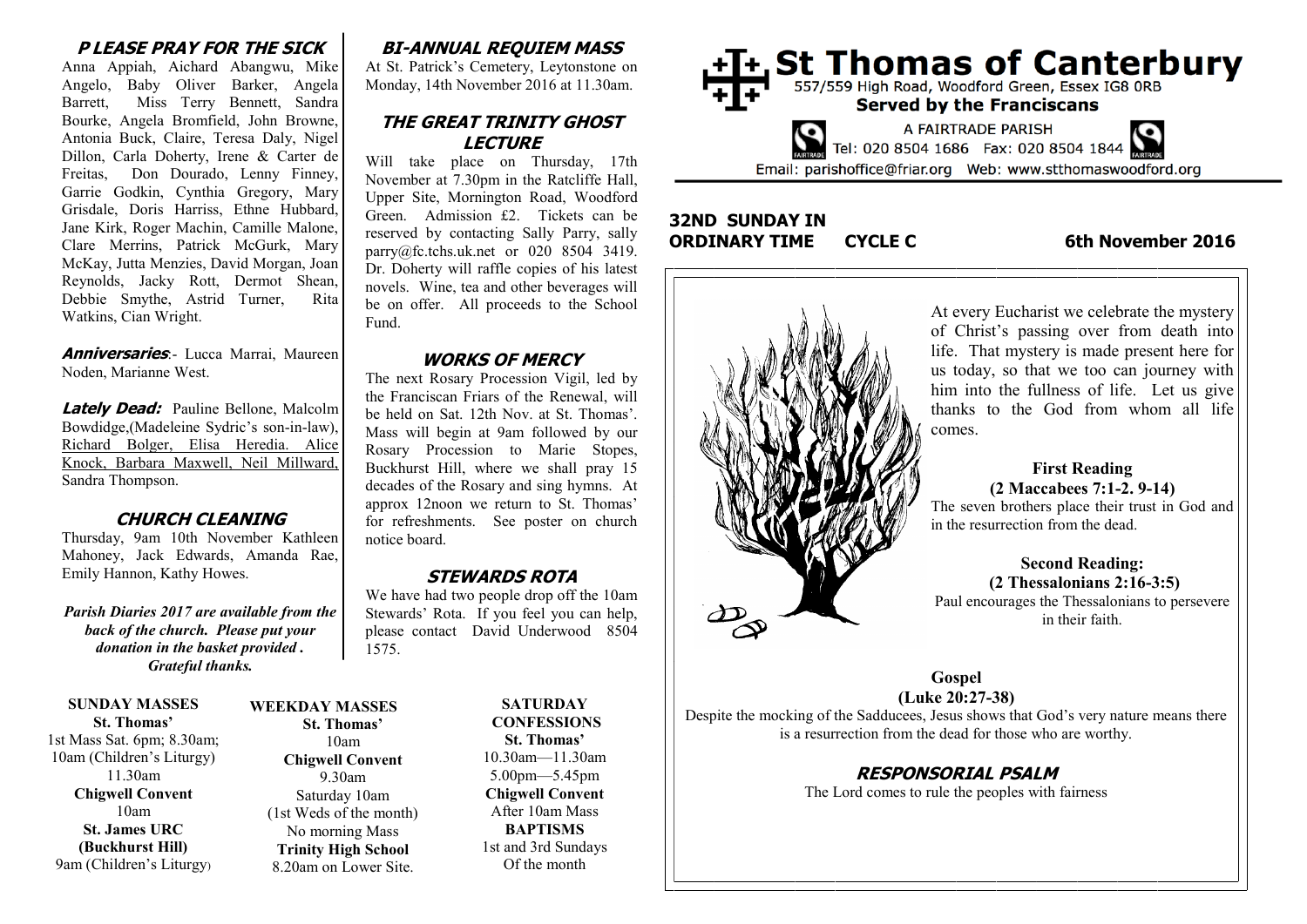# St Thomas of Canterbury

557/559 High Road, Woodford Green, Essex IG8 0RB

**Served by the Franciscans**

A FAIRTRADE PARISH

Tel: 020 8504 1686 Fax: 020 8504 1844

Email: parishoffice@friar.org Web: www.stthomaswoodford.org

**32ND SUNDAY IN ORDINARY TIME CYCLE C** **6th November 2016**

At every Eucharist we celebrate the mystery of Christ's passing over from death into life. That mystery is made present here for us today, so that we too can journey with him into the fullness of life. Let us give thanks to the God from whom all life comes.

**First Reading**
**(2 Maccabees 7:1-2. 9-14)**
The seven brothers place their trust in God and in the resurrection from the dead.

**Second Reading:**
**(2 Thessalonians 2:16-3:5)**
Paul encourages the Thessalonians to persevere in their faith.

**Gospel**
**(Luke 20:27-38)**
Despite the mocking of the Sadducees, Jesus shows that God's very nature means there is a resurrection from the dead for those who are worthy.

## RESPONSORIAL PSALM

The Lord comes to rule the peoples with fairness

## PLEASE PRAY FOR THE SICK

Anna Appiah, Aichard Abangwu, Mike Angelo, Baby Oliver Barker, Angela Barrett, Miss Terry Bennett, Sandra Bourke, Angela Bromfield, John Browne, Antonia Buck, Claire, Teresa Daly, Nigel Dillon, Carla Doherty, Irene & Carter de Freitas, Don Dourado, Lenny Finney, Garrie Godkin, Cynthia Gregory, Mary Grisdale, Doris Harriss, Ethne Hubbard, Jane Kirk, Roger Machin, Camille Malone, Clare Merrins, Patrick McGurk, Mary McKay, Jutta Menzies, David Morgan, Joan Reynolds, Jacky Rott, Dermot Shean, Debbie Smythe, Astrid Turner, Rita Watkins, Cian Wright.

***Anniversaries***:- Lucca Marrai, Maureen Noden, Marianne West.

***Lately Dead:*** Pauline Bellone, Malcolm Bowdidge,(Madeleine Sydric's son-in-law), Richard Bolger, Elisa Heredia. Alice Knock, Barbara Maxwell, Neil Millward, Sandra Thompson.

## CHURCH CLEANING

Thursday, 9am 10th November Kathleen Mahoney, Jack Edwards, Amanda Rae, Emily Hannon, Kathy Howes.

***Parish Diaries 2017 are available from the back of the church. Please put your donation in the basket provided . Grateful thanks.***

## BI-ANNUAL REQUIEM MASS

At St. Patrick's Cemetery, Leytonstone on Monday, 14th November 2016 at 11.30am.

## THE GREAT TRINITY GHOST LECTURE

Will take place on Thursday, 17th November at 7.30pm in the Ratcliffe Hall, Upper Site, Mornington Road, Woodford Green. Admission £2. Tickets can be reserved by contacting Sally Parry, sally parry@fc.tchs.uk.net or 020 8504 3419. Dr. Doherty will raffle copies of his latest novels. Wine, tea and other beverages will be on offer. All proceeds to the School Fund.

## WORKS OF MERCY

The next Rosary Procession Vigil, led by the Franciscan Friars of the Renewal, will be held on Sat. 12th Nov. at St. Thomas'. Mass will begin at 9am followed by our Rosary Procession to Marie Stopes, Buckhurst Hill, where we shall pray 15 decades of the Rosary and sing hymns. At approx 12noon we return to St. Thomas' for refreshments. See poster on church notice board.

## STEWARDS ROTA

We have had two people drop off the 10am Stewards' Rota. If you feel you can help, please contact David Underwood 8504 1575.

**SUNDAY MASSES**
**St. Thomas'**
1st Mass Sat. 6pm; 8.30am;
10am (Children's Liturgy)
11.30am
**Chigwell Convent**
10am
**St. James URC (Buckhurst Hill)**
9am (Children's Liturgy)

**WEEKDAY MASSES**
**St. Thomas'**
10am
**Chigwell Convent**
9.30am
Saturday 10am
(1st Weds of the month)
No morning Mass
**Trinity High School**
8.20am on Lower Site.

**SATURDAY CONFESSIONS**
**St. Thomas'**
10.30am—11.30am
5.00pm—5.45pm
**Chigwell Convent**
After 10am Mass
**BAPTISMS**
1st and 3rd Sundays
Of the month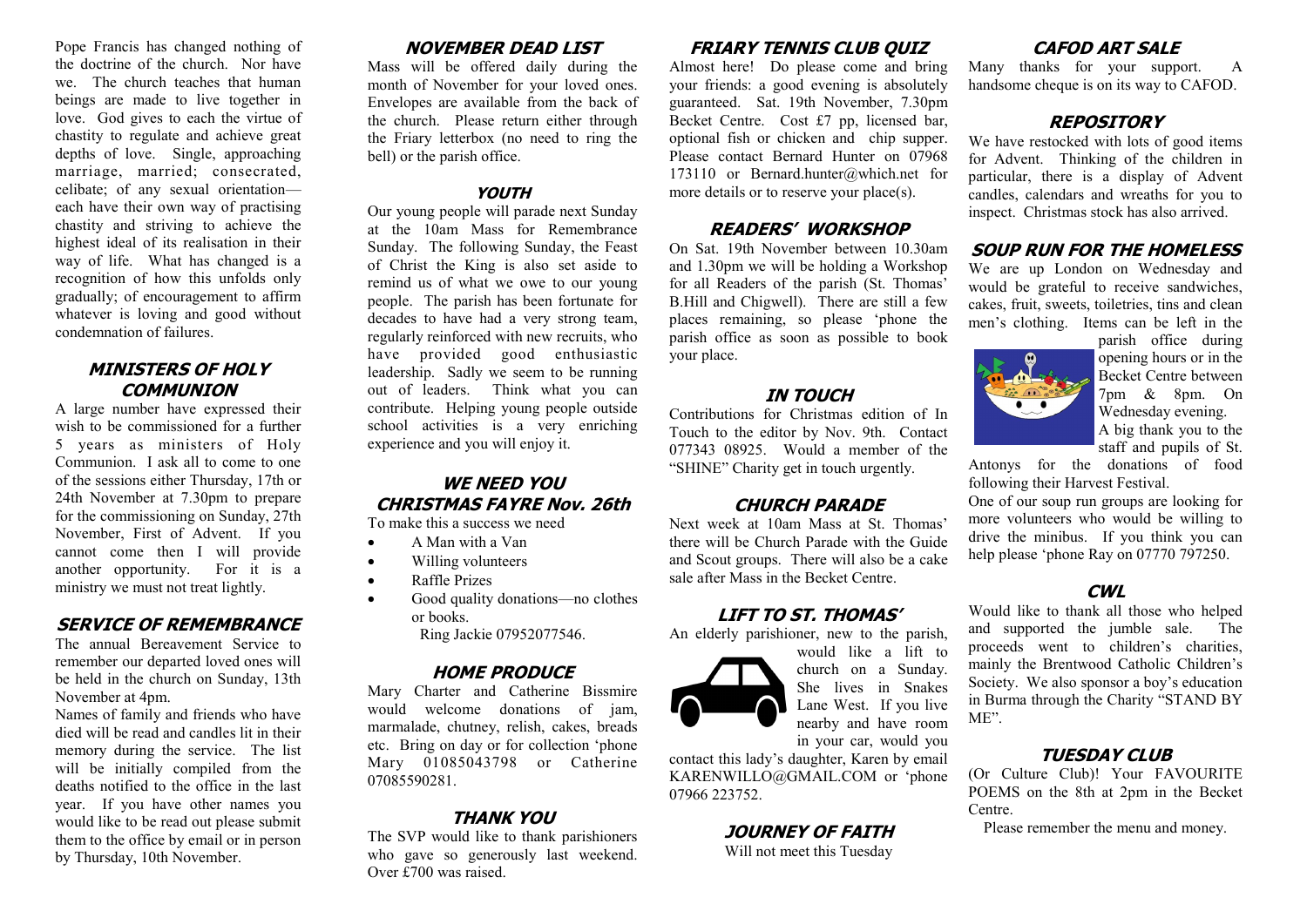Pope Francis has changed nothing of the doctrine of the church. Nor have we. The church teaches that human beings are made to live together in love. God gives to each the virtue of chastity to regulate and achieve great depths of love. Single, approaching marriage, married; consecrated, celibate; of any sexual orientation—each have their own way of practising chastity and striving to achieve the highest ideal of its realisation in their way of life. What has changed is a recognition of how this unfolds only gradually; of encouragement to affirm whatever is loving and good without condemnation of failures.

## MINISTERS OF HOLY COMMUNION

A large number have expressed their wish to be commissioned for a further 5 years as ministers of Holy Communion. I ask all to come to one of the sessions either Thursday, 17th or 24th November at 7.30pm to prepare for the commissioning on Sunday, 27th November, First of Advent. If you cannot come then I will provide another opportunity. For it is a ministry we must not treat lightly.

## SERVICE OF REMEMBRANCE

The annual Bereavement Service to remember our departed loved ones will be held in the church on Sunday, 13th November at 4pm.

Names of family and friends who have died will be read and candles lit in their memory during the service. The list will be initially compiled from the deaths notified to the office in the last year. If you have other names you would like to be read out please submit them to the office by email or in person by Thursday, 10th November.

## NOVEMBER DEAD LIST

Mass will be offered daily during the month of November for your loved ones. Envelopes are available from the back of the church. Please return either through the Friary letterbox (no need to ring the bell) or the parish office.

### YOUTH

Our young people will parade next Sunday at the 10am Mass for Remembrance Sunday. The following Sunday, the Feast of Christ the King is also set aside to remind us of what we owe to our young people. The parish has been fortunate for decades to have had a very strong team, regularly reinforced with new recruits, who have provided good enthusiastic leadership. Sadly we seem to be running out of leaders. Think what you can contribute. Helping young people outside school activities is a very enriching experience and you will enjoy it.

## WE NEED YOU CHRISTMAS FAYRE Nov. 26th

To make this a success we need

- A Man with a Van
- Willing volunteers
- Raffle Prizes
- Good quality donations—no clothes or books.

  Ring Jackie 07952077546.

## HOME PRODUCE

Mary Charter and Catherine Bissmire would welcome donations of jam, marmalade, chutney, relish, cakes, breads etc. Bring on day or for collection 'phone Mary 01085043798 or Catherine 07085590281.

## THANK YOU

The SVP would like to thank parishioners who gave so generously last weekend. Over £700 was raised.

## FRIARY TENNIS CLUB QUIZ

Almost here! Do please come and bring your friends: a good evening is absolutely guaranteed. Sat. 19th November, 7.30pm Becket Centre. Cost £7 pp, licensed bar, optional fish or chicken and chip supper. Please contact Bernard Hunter on 07968 173110 or Bernard.hunter@which.net for more details or to reserve your place(s).

## READERS' WORKSHOP

On Sat. 19th November between 10.30am and 1.30pm we will be holding a Workshop for all Readers of the parish (St. Thomas' B.Hill and Chigwell). There are still a few places remaining, so please 'phone the parish office as soon as possible to book your place.

## IN TOUCH

Contributions for Christmas edition of In Touch to the editor by Nov. 9th. Contact 077343 08925. Would a member of the "SHINE" Charity get in touch urgently.

## CHURCH PARADE

Next week at 10am Mass at St. Thomas' there will be Church Parade with the Guide and Scout groups. There will also be a cake sale after Mass in the Becket Centre.

## LIFT TO ST. THOMAS'

An elderly parishioner, new to the parish, would like a lift to church on a Sunday. She lives in Snakes Lane West. If you live nearby and have room in your car, would you contact this lady's daughter, Karen by email KARENWILLO@GMAIL.COM or 'phone 07966 223752.

## JOURNEY OF FAITH

Will not meet this Tuesday

## CAFOD ART SALE

Many thanks for your support. A handsome cheque is on its way to CAFOD.

## REPOSITORY

We have restocked with lots of good items for Advent. Thinking of the children in particular, there is a display of Advent candles, calendars and wreaths for you to inspect. Christmas stock has also arrived.

## SOUP RUN FOR THE HOMELESS

We are up London on Wednesday and would be grateful to receive sandwiches, cakes, fruit, sweets, toiletries, tins and clean men's clothing. Items can be left in the parish office during opening hours or in the Becket Centre between 7pm & 8pm. On Wednesday evening.

A big thank you to the staff and pupils of St. Antonys for the donations of food following their Harvest Festival.

One of our soup run groups are looking for more volunteers who would be willing to drive the minibus. If you think you can help please 'phone Ray on 07770 797250.

## CWL

Would like to thank all those who helped and supported the jumble sale. The proceeds went to children's charities, mainly the Brentwood Catholic Children's Society. We also sponsor a boy's education in Burma through the Charity "STAND BY ME".

## TUESDAY CLUB

(Or Culture Club)! Your FAVOURITE POEMS on the 8th at 2pm in the Becket Centre.

Please remember the menu and money.